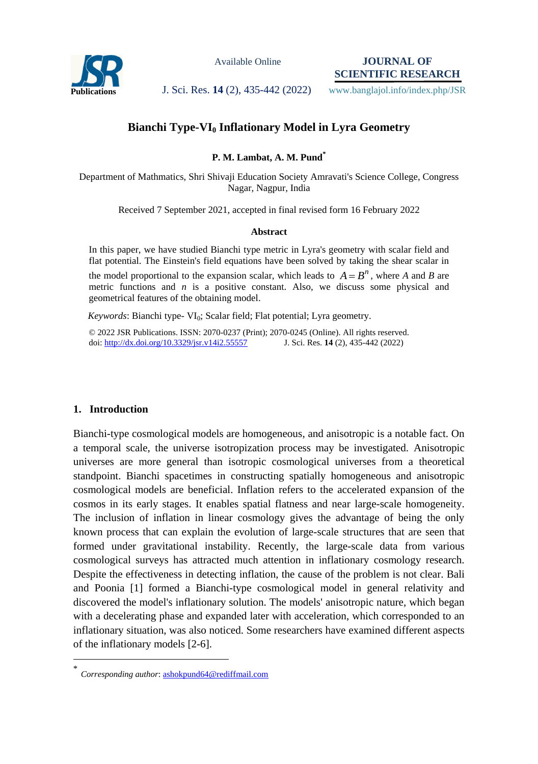# Bianchi Type-$VI_0$ Inflationary Model in Lyra Geometry

**P. M. Lambat, A. M. Pund***

Department of Mathmatics, Shri Shivaji Education Society Amravati's Science College, Congress Nagar, Nagpur, India

Received 7 September 2021, accepted in final revised form 16 February 2022

### Abstract

In this paper, we have studied Bianchi type metric in Lyra's geometry with scalar field and flat potential. The Einstein's field equations have been solved by taking the shear scalar in the model proportional to the expansion scalar, which leads to $A = B^n$, where $A$ and $B$ are metric functions and $n$ is a positive constant. Also, we discuss some physical and geometrical features of the obtaining model.

*Keywords*: Bianchi type- $VI_0$; Scalar field; Flat potential; Lyra geometry.

© 2022 JSR Publications. ISSN: 2070-0237 (Print); 2070-0245 (Online). All rights reserved.
doi: http://dx.doi.org/10.3329/jsr.v14i2.55557 J. Sci. Res. **14** (2), 435-442 (2022)

## 1. Introduction

Bianchi-type cosmological models are homogeneous, and anisotropic is a notable fact. On a temporal scale, the universe isotropization process may be investigated. Anisotropic universes are more general than isotropic cosmological universes from a theoretical standpoint. Bianchi spacetimes in constructing spatially homogeneous and anisotropic cosmological models are beneficial. Inflation refers to the accelerated expansion of the cosmos in its early stages. It enables spatial flatness and near large-scale homogeneity. The inclusion of inflation in linear cosmology gives the advantage of being the only known process that can explain the evolution of large-scale structures that are seen that formed under gravitational instability. Recently, the large-scale data from various cosmological surveys has attracted much attention in inflationary cosmology research. Despite the effectiveness in detecting inflation, the cause of the problem is not clear. Bali and Poonia [1] formed a Bianchi-type cosmological model in general relativity and discovered the model's inflationary solution. The models' anisotropic nature, which began with a decelerating phase and expanded later with acceleration, which corresponded to an inflationary situation, was also noticed. Some researchers have examined different aspects of the inflationary models [2-6].

---

* *Corresponding author*: ashokpund64@rediffmail.com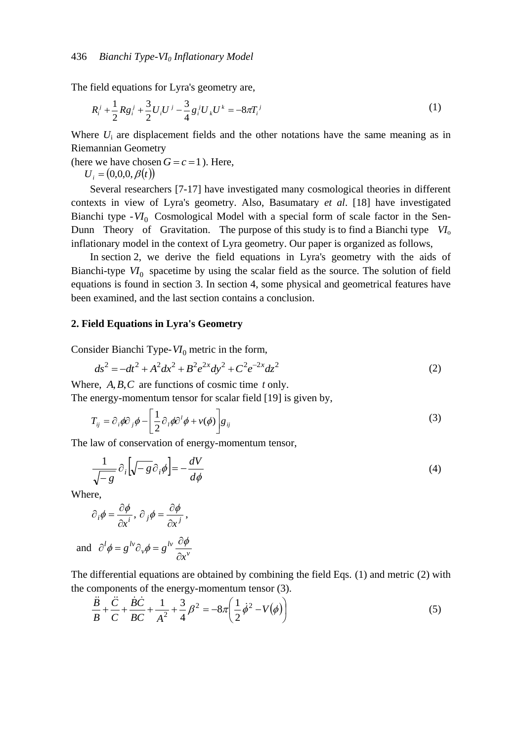The field equations for Lyra's geometry are,

$$R_i^j + \frac{1}{2} R g_i^j + \frac{3}{2} U_i U^j - \frac{3}{4} g_i^j U_k U^k = -8\pi T_i^j \tag{1}$$

Where $U_i$ are displacement fields and the other notations have the same meaning as in Riemannian Geometry

(here we have chosen $G = c = 1$). Here,

$U_i = (0,0,0,\beta(t))$

Several researchers [7-17] have investigated many cosmological theories in different contexts in view of Lyra's geometry. Also, Basumatary *et al*. [18] have investigated Bianchi type -$VI_0$ Cosmological Model with a special form of scale factor in the Sen-Dunn Theory of Gravitation. The purpose of this study is to find a Bianchi type $VI_0$ inflationary model in the context of Lyra geometry. Our paper is organized as follows,

In section 2, we derive the field equations in Lyra's geometry with the aids of Bianchi-type $VI_0$ spacetime by using the scalar field as the source. The solution of field equations is found in section 3. In section 4, some physical and geometrical features have been examined, and the last section contains a conclusion.

## 2. Field Equations in Lyra's Geometry

Consider Bianchi Type-$VI_0$ metric in the form,

$$ds^2 = -dt^2 + A^2 dx^2 + B^2 e^{2x} dy^2 + C^2 e^{-2x} dz^2 \tag{2}$$

Where, $A, B, C$ are functions of cosmic time $t$ only.

The energy-momentum tensor for scalar field [19] is given by,

$$T_{ij} = \partial_i \phi \partial_j \phi - \left[ \frac{1}{2} \partial_l \phi \partial^l \phi + v(\phi) \right] g_{ij} \tag{3}$$

The law of conservation of energy-momentum tensor,

$$\frac{1}{\sqrt{-g}} \partial_i \left[ \sqrt{-g} \partial_i \phi \right] = -\frac{dV}{d\phi} \tag{4}$$

Where,

$$\partial_i \phi = \frac{\partial \phi}{\partial x^i}, \; \partial_j \phi = \frac{\partial \phi}{\partial x^j},$$

and $\partial^l \phi = g^{lv} \partial_v \phi = g^{lv} \dfrac{\partial \phi}{\partial x^v}$

The differential equations are obtained by combining the field Eqs. (1) and metric (2) with the components of the energy-momentum tensor (3).

$$\frac{\ddot{B}}{B} + \frac{\ddot{C}}{C} + \frac{\dot{B}\dot{C}}{BC} + \frac{1}{A^2} + \frac{3}{4}\beta^2 = -8\pi \left( \frac{1}{2}\dot{\phi}^2 - V(\phi) \right) \tag{5}$$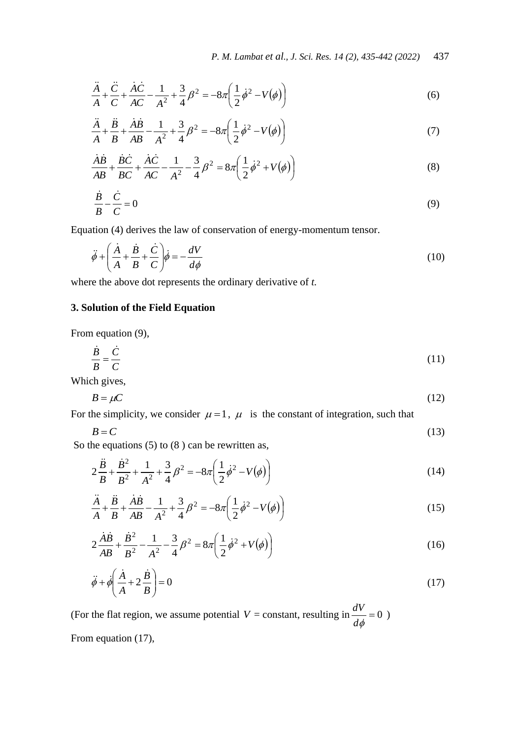$$\frac{\ddot{A}}{A}+\frac{\ddot{C}}{C}+\frac{\dot{A}\dot{C}}{AC}-\frac{1}{A^2}+\frac{3}{4}\beta^2=-8\pi\left(\frac{1}{2}\dot{\phi}^2-V(\phi)\right) \tag{6}$$

$$\frac{\ddot{A}}{A}+\frac{\ddot{B}}{B}+\frac{\dot{A}\dot{B}}{AB}-\frac{1}{A^2}+\frac{3}{4}\beta^2=-8\pi\left(\frac{1}{2}\dot{\phi}^2-V(\phi)\right) \tag{7}$$

$$\frac{\dot{A}\dot{B}}{AB}+\frac{\dot{B}\dot{C}}{BC}+\frac{\dot{A}\dot{C}}{AC}-\frac{1}{A^2}-\frac{3}{4}\beta^2=8\pi\left(\frac{1}{2}\dot{\phi}^2+V(\phi)\right) \tag{8}$$

$$\frac{\dot{B}}{B}-\frac{\dot{C}}{C}=0 \tag{9}$$

Equation (4) derives the law of conservation of energy-momentum tensor.

$$\ddot{\phi}+\left(\frac{\dot{A}}{A}+\frac{\dot{B}}{B}+\frac{\dot{C}}{C}\right)\dot{\phi}=-\frac{dV}{d\phi} \tag{10}$$

where the above dot represents the ordinary derivative of *t*.

## 3. Solution of the Field Equation

From equation (9),

$$\frac{\dot{B}}{B}=\frac{\dot{C}}{C} \tag{11}$$

Which gives,

$$B=\mu C \tag{12}$$

For the simplicity, we consider $\mu=1$, $\mu$ is the constant of integration, such that

$$B=C \tag{13}$$

So the equations (5) to (8 ) can be rewritten as,

$$2\frac{\ddot{B}}{B}+\frac{\dot{B}^2}{B^2}+\frac{1}{A^2}+\frac{3}{4}\beta^2=-8\pi\left(\frac{1}{2}\dot{\phi}^2-V(\phi)\right) \tag{14}$$

$$\frac{\ddot{A}}{A}+\frac{\ddot{B}}{B}+\frac{\dot{A}\dot{B}}{AB}-\frac{1}{A^2}+\frac{3}{4}\beta^2=-8\pi\left(\frac{1}{2}\dot{\phi}^2-V(\phi)\right) \tag{15}$$

$$2\frac{\dot{A}\dot{B}}{AB}+\frac{\dot{B}^2}{B^2}-\frac{1}{A^2}-\frac{3}{4}\beta^2=8\pi\left(\frac{1}{2}\dot{\phi}^2+V(\phi)\right) \tag{16}$$

$$\ddot{\phi}+\dot{\phi}\left(\frac{\dot{A}}{A}+2\frac{\dot{B}}{B}\right)=0 \tag{17}$$

(For the flat region, we assume potential $V$ = constant, resulting in $\frac{dV}{d\phi}=0$ )

From equation (17),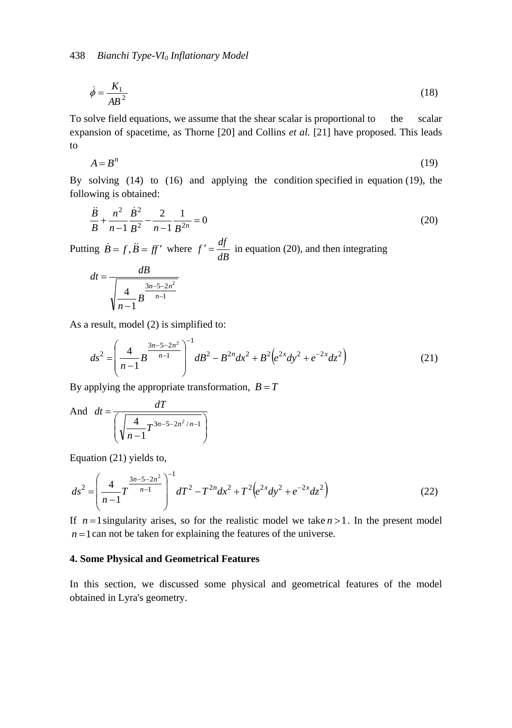$$\dot{\phi} = \frac{K_1}{AB^2} \tag{18}$$

To solve field equations, we assume that the shear scalar is proportional to the scalar expansion of spacetime, as Thorne [20] and Collins *et al.* [21] have proposed. This leads to

$$A = B^n \tag{19}$$

By solving (14) to (16) and applying the condition specified in equation (19), the following is obtained:

$$\frac{\ddot{B}}{B} + \frac{n^2}{n-1}\frac{\dot{B}^2}{B^2} - \frac{2}{n-1}\frac{1}{B^{2n}} = 0 \tag{20}$$

Putting $\dot{B} = f, \ddot{B} = ff'$ where $f' = \frac{df}{dB}$ in equation (20), and then integrating

$$dt = \frac{dB}{\sqrt{\frac{4}{n-1}B^{\frac{3n-5-2n^2}{n-1}}}}$$

As a result, model (2) is simplified to:

$$ds^2 = \left(\frac{4}{n-1}B^{\frac{3n-5-2n^2}{n-1}}\right)^{-1} dB^2 - B^{2n}dx^2 + B^2\left(e^{2x}dy^2 + e^{-2x}dz^2\right) \tag{21}$$

By applying the appropriate transformation, $B = T$

And $dt = \frac{dT}{\left(\sqrt{\frac{4}{n-1}T^{3n-5-2n^2/n-1}}\right)}$

Equation (21) yields to,

$$ds^2 = \left(\frac{4}{n-1}T^{\frac{3n-5-2n^2}{n-1}}\right)^{-1} dT^2 - T^{2n}dx^2 + T^2\left(e^{2x}dy^2 + e^{-2x}dz^2\right) \tag{22}$$

If $n = 1$ singularity arises, so for the realistic model we take $n > 1$. In the present model $n = 1$ can not be taken for explaining the features of the universe.

## 4. Some Physical and Geometrical Features

In this section, we discussed some physical and geometrical features of the model obtained in Lyra's geometry.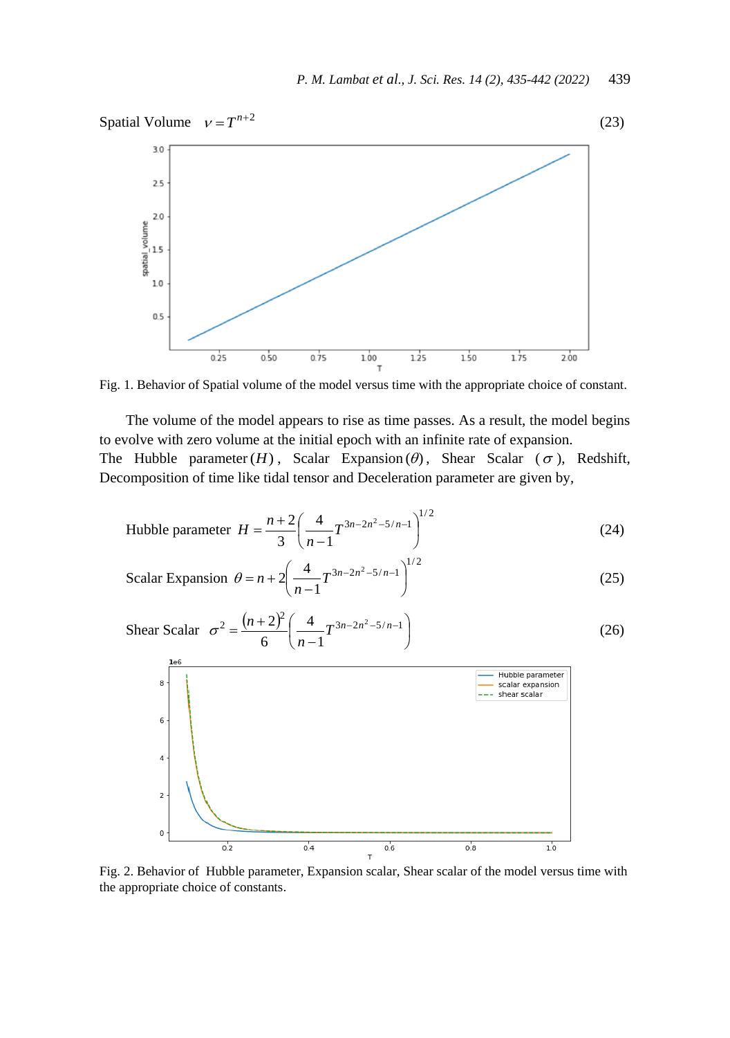Spatial Volume $\quad v = T^{n+2}$ (23)

Fig. 1. Behavior of Spatial volume of the model versus time with the appropriate choice of constant.

The volume of the model appears to rise as time passes. As a result, the model begins to evolve with zero volume at the initial epoch with an infinite rate of expansion.
The Hubble parameter $(H)$, Scalar Expansion $(\theta)$, Shear Scalar $(\sigma)$, Redshift, Decomposition of time like tidal tensor and Deceleration parameter are given by,

$$\text{Hubble parameter } \; H = \frac{n+2}{3}\left(\frac{4}{n-1}T^{3n-2n^2-5/n-1}\right)^{1/2} \tag{24}$$

$$\text{Scalar Expansion } \; \theta = n+2\left(\frac{4}{n-1}T^{3n-2n^2-5/n-1}\right)^{1/2} \tag{25}$$

$$\text{Shear Scalar } \; \sigma^2 = \frac{(n+2)^2}{6}\left(\frac{4}{n-1}T^{3n-2n^2-5/n-1}\right) \tag{26}$$

Fig. 2. Behavior of Hubble parameter, Expansion scalar, Shear scalar of the model versus time with the appropriate choice of constants.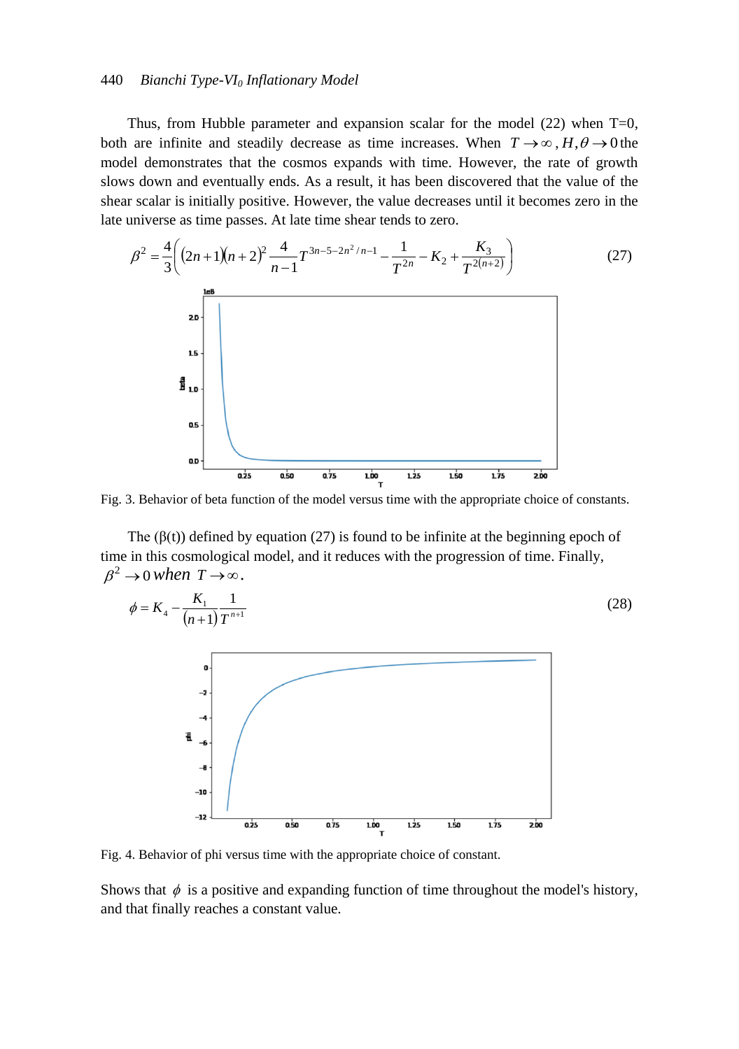Thus, from Hubble parameter and expansion scalar for the model (22) when T=0, both are infinite and steadily decrease as time increases. When $T \to \infty$, $H, \theta \to 0$ the model demonstrates that the cosmos expands with time. However, the rate of growth slows down and eventually ends. As a result, it has been discovered that the value of the shear scalar is initially positive. However, the value decreases until it becomes zero in the late universe as time passes. At late time shear tends to zero.

$$\beta^2 = \frac{4}{3}\left( (2n+1)(n+2)^2 \frac{4}{n-1} T^{3n-5-2n^2/n-1} - \frac{1}{T^{2n}} - K_2 + \frac{K_3}{T^{2(n+2)}} \right) \tag{27}$$

Fig. 3. Behavior of beta function of the model versus time with the appropriate choice of constants.

The (β(t)) defined by equation (27) is found to be infinite at the beginning epoch of time in this cosmological model, and it reduces with the progression of time. Finally, $\beta^2 \to 0$ *when* $T \to \infty$.

$$\phi = K_4 - \frac{K_1}{(n+1)} \frac{1}{T^{n+1}} \tag{28}$$

Fig. 4. Behavior of phi versus time with the appropriate choice of constant.

Shows that $\phi$ is a positive and expanding function of time throughout the model's history, and that finally reaches a constant value.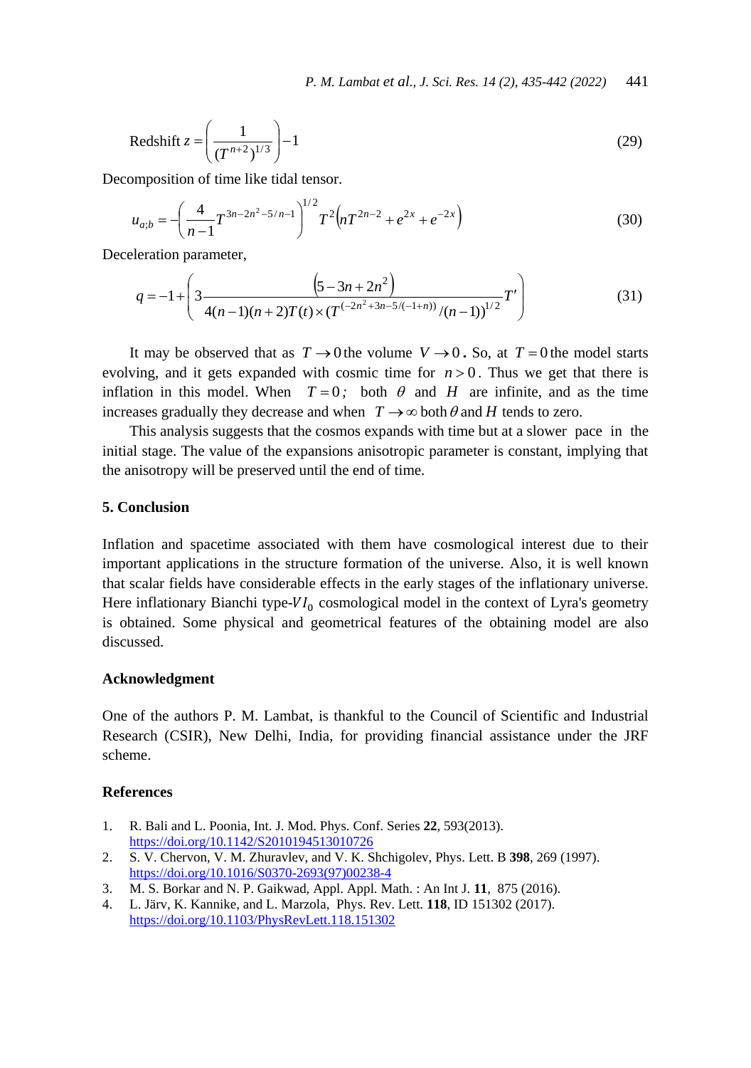$$\text{Redshift } z = \left( \frac{1}{(T^{n+2})^{1/3}} \right) - 1 \tag{29}$$

Decomposition of time like tidal tensor.

$$u_{a;b} = -\left( \frac{4}{n-1} T^{3n-2n^2-5/n-1} \right)^{1/2} T^2 \left( nT^{2n-2} + e^{2x} + e^{-2x} \right) \tag{30}$$

Deceleration parameter,

$$q = -1 + \left( 3 \frac{\left(5 - 3n + 2n^2\right)}{4(n-1)(n+2)T(t) \times (T^{(-2n^2+3n-5/(-1+n))}/(n-1))^{1/2}} T' \right) \tag{31}$$

It may be observed that as $T \to 0$ the volume $V \to 0$. So, at $T = 0$ the model starts evolving, and it gets expanded with cosmic time for $n > 0$. Thus we get that there is inflation in this model. When $T = 0$; both $\theta$ and $H$ are infinite, and as the time increases gradually they decrease and when $T \to \infty$ both $\theta$ and $H$ tends to zero.

This analysis suggests that the cosmos expands with time but at a slower pace in the initial stage. The value of the expansions anisotropic parameter is constant, implying that the anisotropy will be preserved until the end of time.

## 5. Conclusion

Inflation and spacetime associated with them have cosmological interest due to their important applications in the structure formation of the universe. Also, it is well known that scalar fields have considerable effects in the early stages of the inflationary universe. Here inflationary Bianchi type-$VI_0$ cosmological model in the context of Lyra's geometry is obtained. Some physical and geometrical features of the obtaining model are also discussed.

## Acknowledgment

One of the authors P. M. Lambat, is thankful to the Council of Scientific and Industrial Research (CSIR), New Delhi, India, for providing financial assistance under the JRF scheme.

## References

1. R. Bali and L. Poonia, Int. J. Mod. Phys. Conf. Series **22**, 593(2013). https://doi.org/10.1142/S2010194513010726
2. S. V. Chervon, V. M. Zhuravlev, and V. K. Shchigolev, Phys. Lett. B **398**, 269 (1997). https://doi.org/10.1016/S0370-2693(97)00238-4
3. M. S. Borkar and N. P. Gaikwad, Appl. Appl. Math. : An Int J. **11**, 875 (2016).
4. L. Järv, K. Kannike, and L. Marzola, Phys. Rev. Lett. **118**, ID 151302 (2017). https://doi.org/10.1103/PhysRevLett.118.151302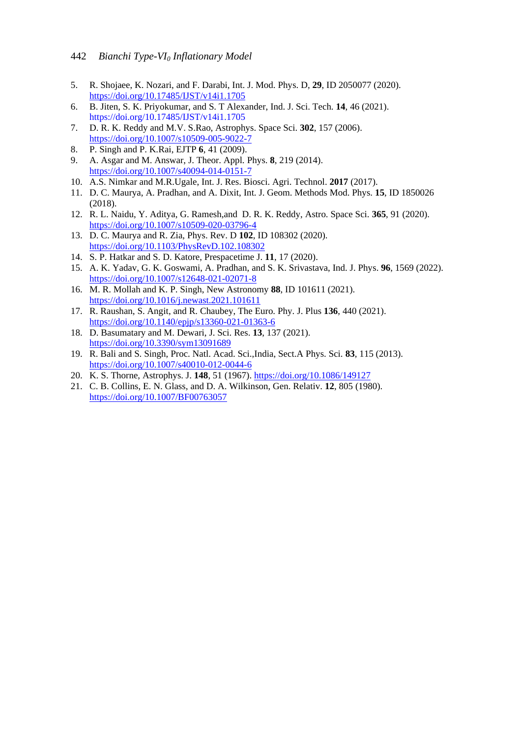5. R. Shojaee, K. Nozari, and F. Darabi, Int. J. Mod. Phys. D, **29**, ID 2050077 (2020). https://doi.org/10.17485/IJST/v14i1.1705
6. B. Jiten, S. K. Priyokumar, and S. T Alexander, Ind. J. Sci. Tech. **14**, 46 (2021). https://doi.org/10.17485/IJST/v14i1.1705
7. D. R. K. Reddy and M.V. S.Rao, Astrophys. Space Sci. **302**, 157 (2006). https://doi.org/10.1007/s10509-005-9022-7
8. P. Singh and P. K.Rai, EJTP **6**, 41 (2009).
9. A. Asgar and M. Answar, J. Theor. Appl. Phys. **8**, 219 (2014). https://doi.org/10.1007/s40094-014-0151-7
10. A.S. Nimkar and M.R.Ugale, Int. J. Res. Biosci. Agri. Technol. **2017** (2017).
11. D. C. Maurya, A. Pradhan, and A. Dixit, Int. J. Geom. Methods Mod. Phys. **15**, ID 1850026 (2018).
12. R. L. Naidu, Y. Aditya, G. Ramesh,and D. R. K. Reddy, Astro. Space Sci. **365**, 91 (2020). https://doi.org/10.1007/s10509-020-03796-4
13. D. C. Maurya and R. Zia, Phys. Rev. D **102**, ID 108302 (2020). https://doi.org/10.1103/PhysRevD.102.108302
14. S. P. Hatkar and S. D. Katore, Prespacetime J. **11**, 17 (2020).
15. A. K. Yadav, G. K. Goswami, A. Pradhan, and S. K. Srivastava, Ind. J. Phys. **96**, 1569 (2022). https://doi.org/10.1007/s12648-021-02071-8
16. M. R. Mollah and K. P. Singh, New Astronomy **88**, ID 101611 (2021). https://doi.org/10.1016/j.newast.2021.101611
17. R. Raushan, S. Angit, and R. Chaubey, The Euro. Phy. J. Plus **136**, 440 (2021). https://doi.org/10.1140/epjp/s13360-021-01363-6
18. D. Basumatary and M. Dewari, J. Sci. Res. **13**, 137 (2021). https://doi.org/10.3390/sym13091689
19. R. Bali and S. Singh, Proc. Natl. Acad. Sci.,India, Sect.A Phys. Sci. **83**, 115 (2013). https://doi.org/10.1007/s40010-012-0044-6
20. K. S. Thorne, Astrophys. J. **148**, 51 (1967). https://doi.org/10.1086/149127
21. C. B. Collins, E. N. Glass, and D. A. Wilkinson, Gen. Relativ. **12**, 805 (1980). https://doi.org/10.1007/BF00763057